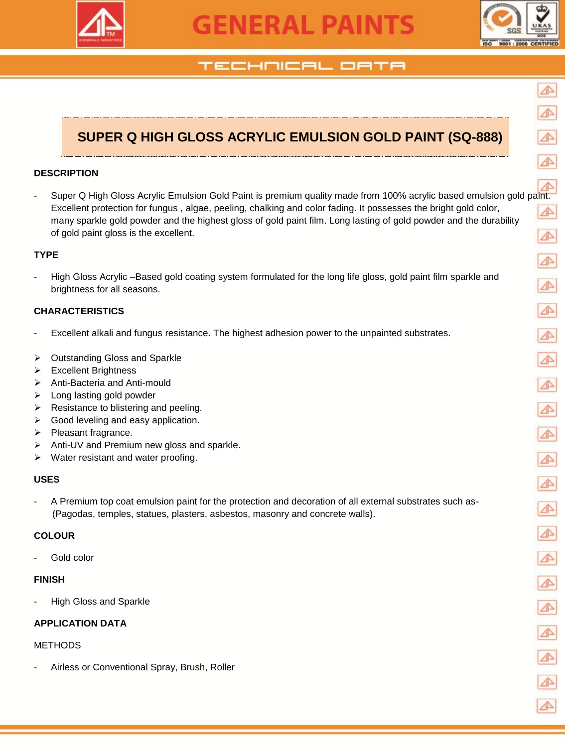# GENERAL PAINTS

## TECHNICAL DATA

## SUPER Q HIGH GLOSS ACRYLIC EMULSION GOLD PAINT (SQ-888)

### DESCRIPTION

- Super Q High Gloss Acrylic Emulsion Gold Paint is premium quality made from 100% acrylic based emulsion gold paint. Excellent protection for fungus , algae, peeling, chalking and color fading. It possesses the bright gold color, many sparkle gold powder and the highest gloss of gold paint film. Long lasting of gold powder and the durability of gold paint gloss is the excellent.

### TYPE

- High Gloss Acrylic –Based gold coating system formulated for the long life gloss, gold paint film sparkle and brightness for all seasons.

### CHARACTERISTICS

- Excellent alkali and fungus resistance. The highest adhesion power to the unpainted substrates.

- Outstanding Gloss and Sparkle
- Excellent Brightness
- Anti-Bacteria and Anti-mould
- Long lasting gold powder
- Resistance to blistering and peeling.
- Good leveling and easy application.
- Pleasant fragrance.
- Anti-UV and Premium new gloss and sparkle.
- Water resistant and water proofing.

### USES

- A Premium top coat emulsion paint for the protection and decoration of all external substrates such as- (Pagodas, temples, statues, plasters, asbestos, masonry and concrete walls).

### COLOUR

- Gold color

### FINISH

- High Gloss and Sparkle

### APPLICATION DATA

METHODS

- Airless or Conventional Spray, Brush, Roller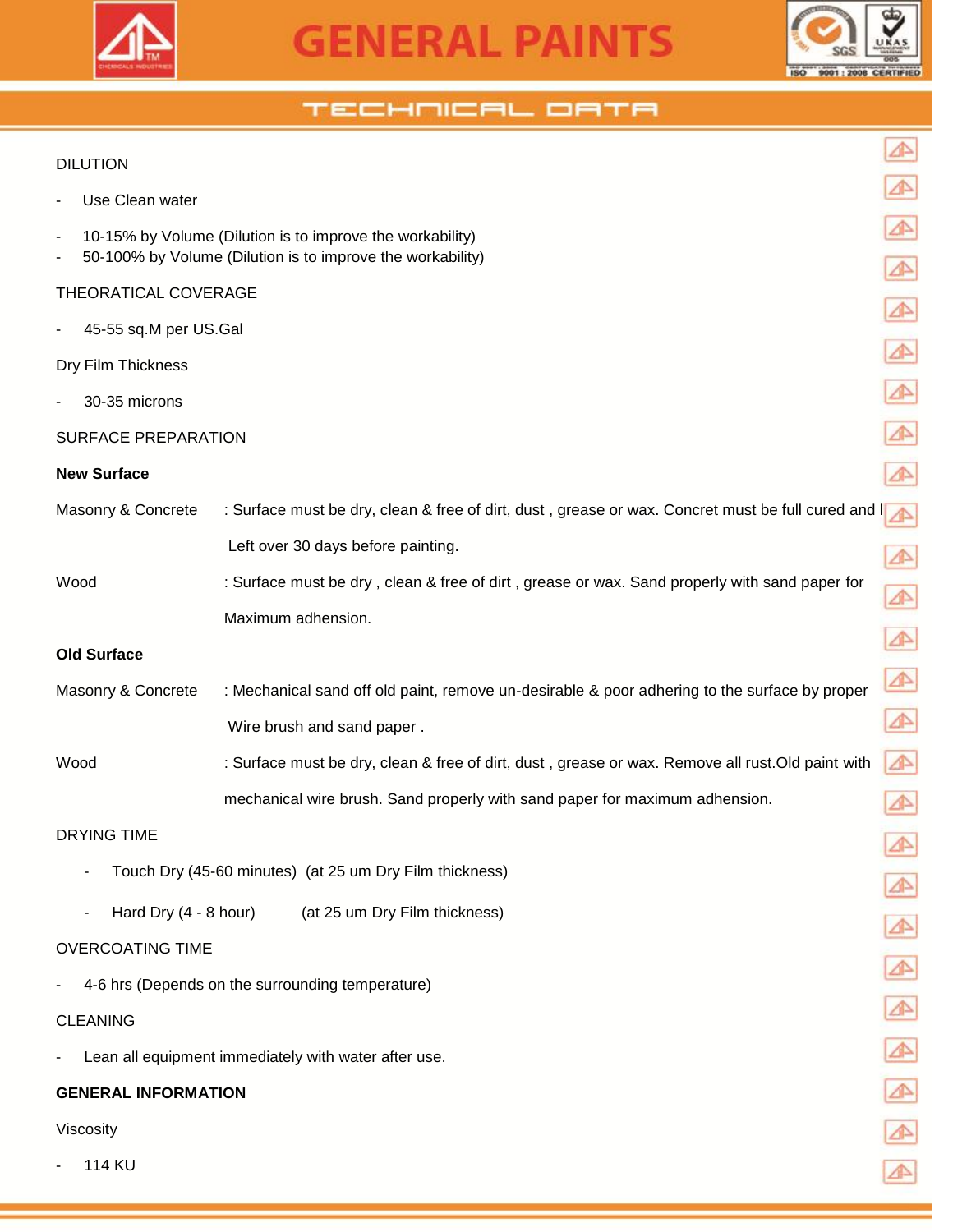DILUTION

- Use Clean water
- 10-15% by Volume (Dilution is to improve the workability)
- 50-100% by Volume (Dilution is to improve the workability)

THEORATICAL COVERAGE

- 45-55 sq.M per US.Gal

Dry Film Thickness

- 30-35 microns

SURFACE PREPARATION

**New Surface**

| | |
|---|---|
| Masonry & Concrete | : Surface must be dry, clean & free of dirt, dust , grease or wax. Concret must be full cured and l Left over 30 days before painting. |
| Wood | : Surface must be dry , clean & free of dirt , grease or wax. Sand properly with sand paper for Maximum adhension. |

**Old Surface**

| | |
|---|---|
| Masonry & Concrete | : Mechanical sand off old paint, remove un-desirable & poor adhering to the surface by proper Wire brush and sand paper . |
| Wood | : Surface must be dry, clean & free of dirt, dust , grease or wax. Remove all rust.Old paint with mechanical wire brush. Sand properly with sand paper for maximum adhension. |

DRYING TIME

- Touch Dry (45-60 minutes) (at 25 um Dry Film thickness)
- Hard Dry (4 - 8 hour) (at 25 um Dry Film thickness)

OVERCOATING TIME

- 4-6 hrs (Depends on the surrounding temperature)

CLEANING

- Lean all equipment immediately with water after use.

**GENERAL INFORMATION**

Viscosity

- 114 KU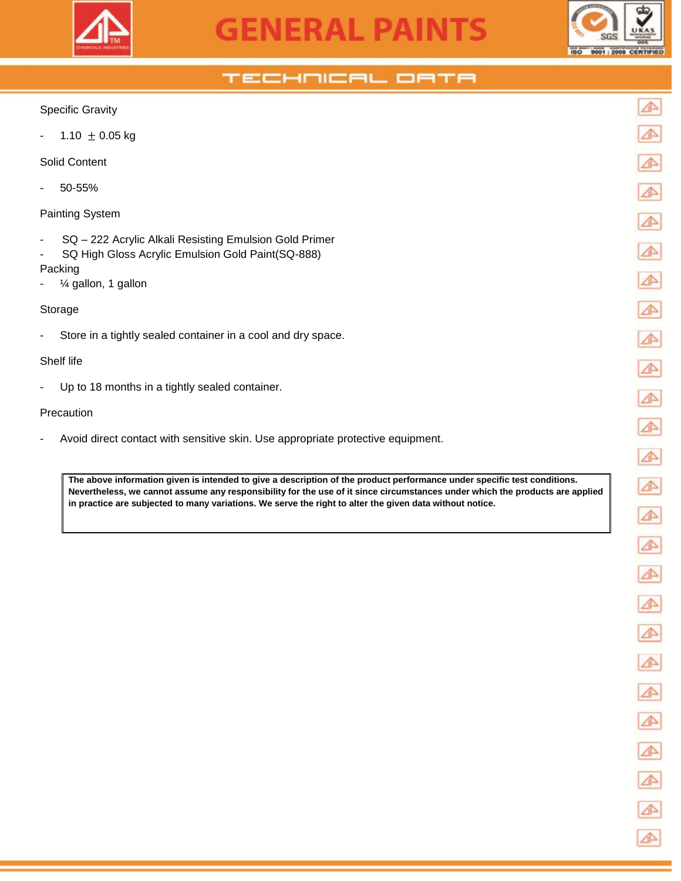Specific Gravity

- 1.10 ± 0.05 kg

Solid Content

- 50-55%

Painting System

- SQ – 222 Acrylic Alkali Resisting Emulsion Gold Primer
- SQ High Gloss Acrylic Emulsion Gold Paint(SQ-888)

Packing

- ¼ gallon, 1 gallon

Storage

- Store in a tightly sealed container in a cool and dry space.

Shelf life

- Up to 18 months in a tightly sealed container.

Precaution

- Avoid direct contact with sensitive skin. Use appropriate protective equipment.

**The above information given is intended to give a description of the product performance under specific test conditions. Nevertheless, we cannot assume any responsibility for the use of it since circumstances under which the products are applied in practice are subjected to many variations. We serve the right to alter the given data without notice.**